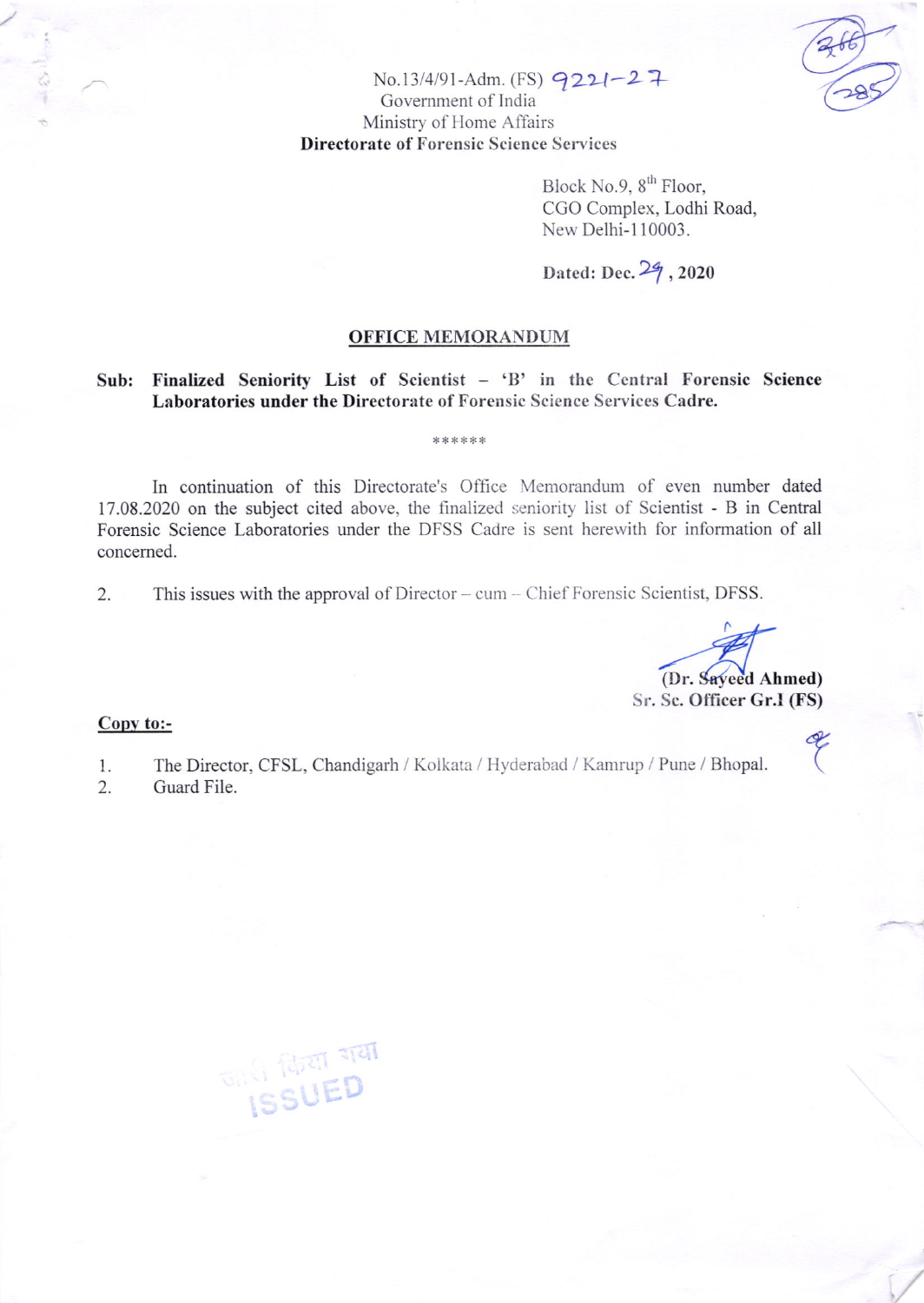No.13/4/91-Adm. (FS) 9221-27
Government of India
Ministry of Home Affairs
**Directorate of Forensic Science Services**

Block No.9, 8[th] Floor,
CGO Complex, Lodhi Road,
New Delhi-110003.

**Dated: Dec. 29, 2020**

## OFFICE MEMORANDUM

**Sub: Finalized Seniority List of Scientist – 'B' in the Central Forensic Science Laboratories under the Directorate of Forensic Science Services Cadre.**

******

In continuation of this Directorate's Office Memorandum of even number dated 17.08.2020 on the subject cited above, the finalized seniority list of Scientist - B in Central Forensic Science Laboratories under the DFSS Cadre is sent herewith for information of all concerned.

2. This issues with the approval of Director – cum – Chief Forensic Scientist, DFSS.

**(Dr. Sayeed Ahmed)**
**Sr. Sc. Officer Gr.I (FS)**

**Copy to:-**

1. The Director, CFSL, Chandigarh / Kolkata / Hyderabad / Kamrup / Pune / Bhopal.
2. Guard File.

जारी किया गया
ISSUED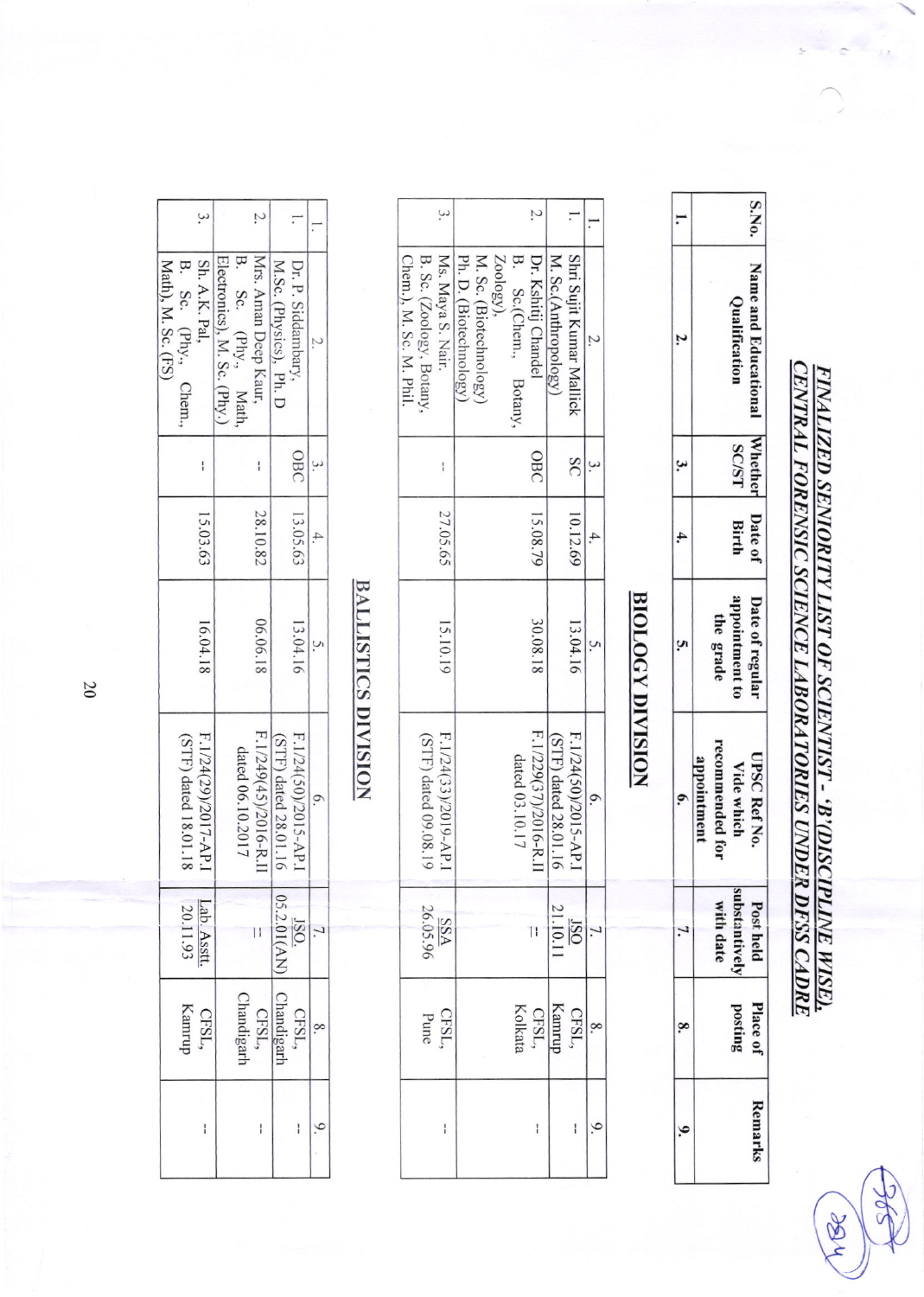# FINALIZED SENIORITY LIST OF SCIENTIST - 'B'(DISCIPLINE WISE), CENTRAL FORENSIC SCIENCE LABORATORIES UNDER DFSS CADRE

| S.No. | Name and Educational Qualification | Whether SC/ST | Date of Birth | Date of regular appointment to the grade | UPSC Ref No. Vide which recommended for appointment | Post held substantively with date | Place of posting | Remarks |
|---|---|---|---|---|---|---|---|---|
| 1. | 2. | 3. | 4. | 5. | 6. | 7. | 8. | 9. |

## BIOLOGY DIVISION

| S.No. | Name and Educational Qualification | Whether SC/ST | Date of Birth | Date of regular appointment to the grade | UPSC Ref No. Vide which recommended for appointment | Post held substantively with date | Place of posting | Remarks |
|---|---|---|---|---|---|---|---|---|
| 1. | 2. | 3. | 4. | 5. | 6. | 7. | 8. | 9. |
| 1. | Shri Sujit Kumar Mallick M.Sc.(Anthropology) | SC | 10.12.69 | 13.04.16 | F.1/24(50)/2015-AP.I (STF) dated 28.01.16 | JSO 21.10.11 | CFSL, Kamrup | -- |
| 2. | Dr. Kshitij Chandel B. Sc.(Chem., Botany, Zoology), M. Sc. (Biotechnology) Ph. D. (Biotechnology) | OBC | 15.08.79 | 30.08.18 | F.1/229(37)/2016-R.II dated 03.10.17 | -- | CFSL, Kolkata | -- |
| 3. | Ms. Maya S. Nair. B. Sc. (Zoology, Botany, Chem.), M. Sc. M. Phil. | -- | 27.05.65 | 15.10.19 | F.1/24(33)/2019-AP.I (STF) dated 09.08.19 | SSA 26.05.96 | CFSL, Pune | -- |

## BALLISTICS DIVISION

| S.No. | Name and Educational Qualification | Whether SC/ST | Date of Birth | Date of regular appointment to the grade | UPSC Ref No. Vide which recommended for appointment | Post held substantively with date | Place of posting | Remarks |
|---|---|---|---|---|---|---|---|---|
| 1. | 2. | 3. | 4. | 5. | 6. | 7. | 8. | 9. |
| 1. | Dr. P. Siddambary, M.Sc. (Physics), Ph. D | OBC | 13.05.63 | 13.04.16 | F.1/24(50)/2015-AP.I (STF) dated 28.01.16 | JSO. 05.2.01(AN) | CFSL, Chandigarh | -- |
| 2. | Mrs. Aman Deep Kaur, B. Sc. (Phy., Math, Electronics), M. Sc. (Phy.) | -- | 28.10.82 | 06.06.18 | F.1/249(45)/2016-R.II dated 06.10.2017 | -- | CFSL, Chandigarh | -- |
| 3. | Sh. A.K. Pal, B. Sc. (Phy., Chem., Math), M. Sc. (FS) | -- | 15.03.63 | 16.04.18 | F.1/24(29)/2017-AP.I (STF) dated 18.01.18 | Lab. Asstt. 20.11.93 | CFSL, Kamrup | -- |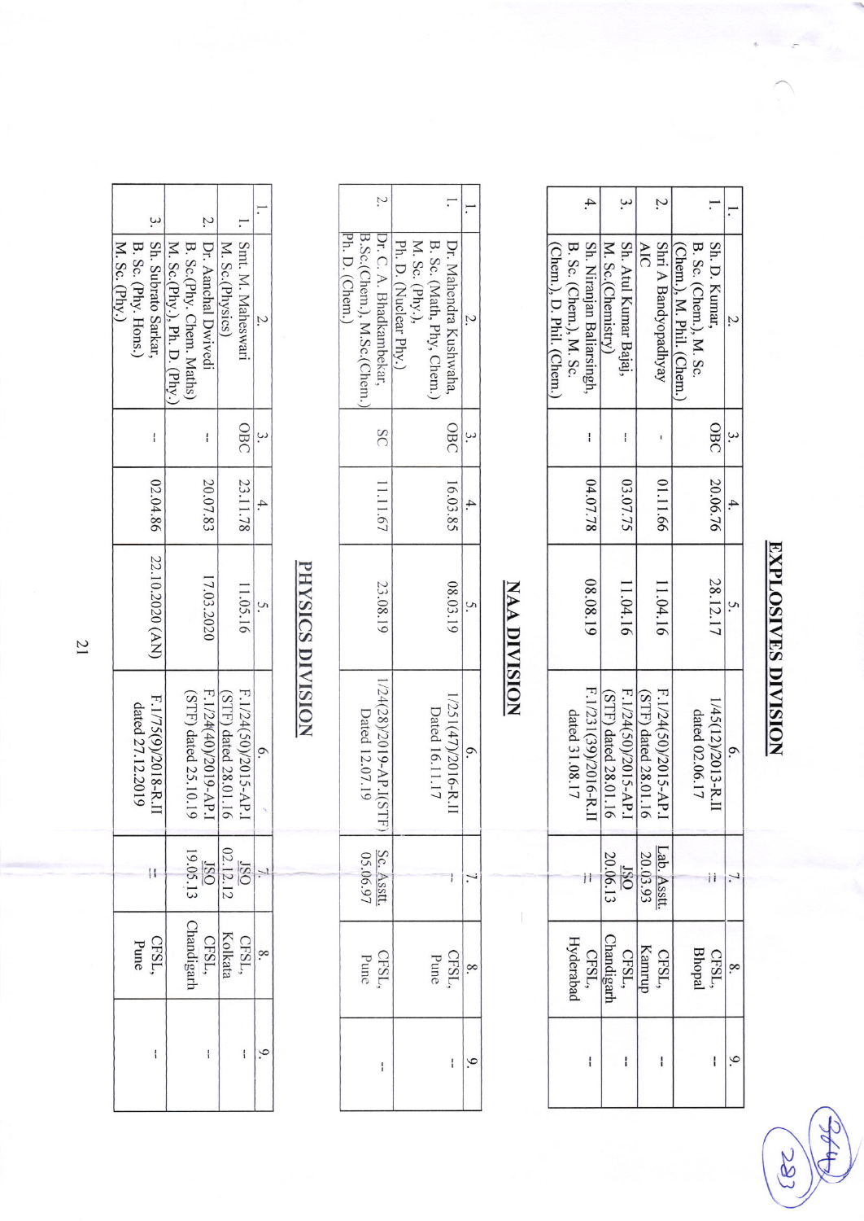## EXPLOSIVES DIVISION

| 1. | 2. | 3. | 4. | 5. | 6. | 7. | 8. | 9. |
|---|---|---|---|---|---|---|---|---|
| 1. | Sh. D. Kumar, B. Sc. (Chem.), M. Sc. (Chem.), M. Phil. (Chem.) | OBC | 20.06.76 | 28.12.17 | 1/45(12)/2013-R.II dated 02.06.17 | -- | CFSL, Bhopal | -- |
| 2. | Shri A Bandyopadhyay AIC | - | 01.11.66 | 11.04.16 | F.1/24(50)/2015-AP.I (STF) dated 28.01.16 | Lab. Asstt. 20.03.93 | CFSL, Kamrup | -- |
| 3. | Sh. Atul Kumar Bajaj, M. Sc.(Chemistry) | -- | 03.07.75 | 11.04.16 | F.1/24(50)/2015-AP.I (STF) dated 28.01.16 | JSO 20.06.13 | CFSL, Chandigarh | -- |
| 4. | Sh. Niranjan Ballarsingh, B. Sc. (Chem.), M. Sc. (Chem.), D. Phil. (Chem.) | -- | 04.07.78 | 08.08.19 | F.1/231(39)/2016-R.II dated 31.08.17 | -- | CFSL, Hyderabad | -- |

## NAA DIVISION

| 1. | 2. | 3. | 4. | 5. | 6. | 7. | 8. | 9. |
|---|---|---|---|---|---|---|---|---|
| 1. | Dr. Mahendra Kushwaha, B. Sc. (Math, Phy, Chem.) M. Sc. (Phy.), Ph. D. (Nuclear Phy.) | OBC | 16.03.85 | 08.03.19 | 1/251(47)/2016-R.II Dated 16.11.17 | -- | CFSL, Pune | -- |
| 2. | Dr. C. A. Bhadkambekar, B.Sc.(Chem.), M.Sc.(Chem.) Ph. D. (Chem.) | SC | 11.11.67 | 23.08.19 | 1/24(28)/2019-AP.I(STF) Dated 12.07.19 | Sc. Asstt. 05.06.97 | CFSL, Pune | -- |

## PHYSICS DIVISION

| 1. | 2. | 3. | 4. | 5. | 6. | 7. | 8. | 9. |
|---|---|---|---|---|---|---|---|---|
| 1. | Smt. M. Maheswari M. Sc.(Physics) | OBC | 23.11.78 | 11.05.16 | F.1/24(50)/2015-AP.I (STF) dated 28.01.16 | JSO 02.12.12 | CFSL, Kolkata | -- |
| 2. | Dr. Aanchal Dwivedi B. Sc.(Phy. Chem. Maths) M. Sc.(Phy.), Ph. D. (Phy.) | -- | 20.07.83 | 17.03.2020 | F.1/24(40)/2019-AP.I (STF) dated 25.10.19 | JSO 19.05.13 | CFSL, Chandigarh | -- |
| 3. | Sh. Subrato Sarkar, B. Sc. (Phy. Hons.) M. Sc. (Phy.) | -- | 02.04.86 | 22.10.2020 (AN) | F.1/75(9)/2018-R.II dated 27.12.2019 | -- | CFSL, Pune | -- |